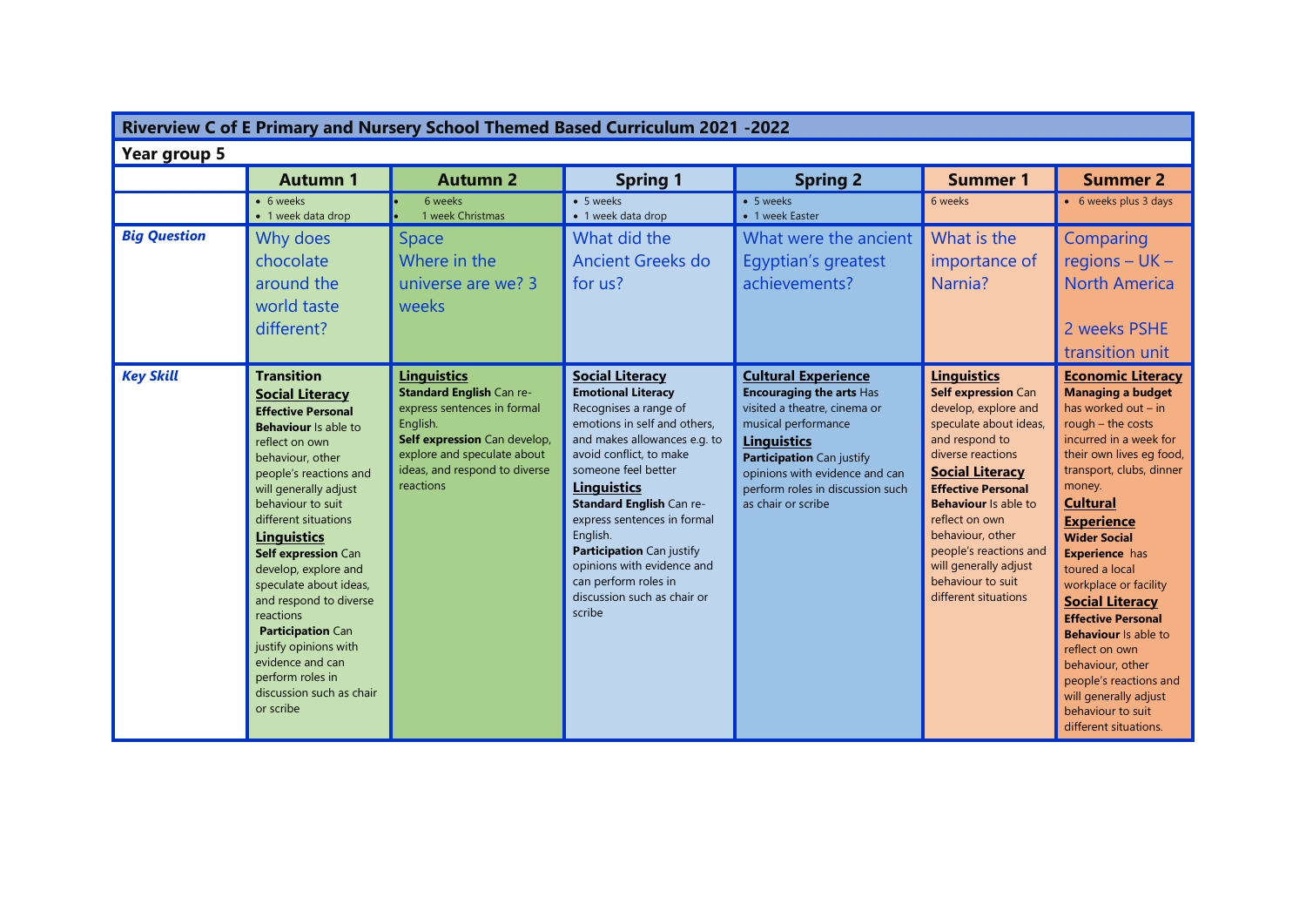## Riverview C of E Primary and Nursery School Themed Based Curriculum 2021 -2022

### Year group 5

| | Autumn 1 | Autumn 2 | Spring 1 | Spring 2 | Summer 1 | Summer 2 |
|---|---|---|---|---|---|---|
| | • 6 weeks<br>• 1 week data drop | • 6 weeks<br>• 1 week Christmas | • 5 weeks<br>• 1 week data drop | • 5 weeks<br>• 1 week Easter | 6 weeks | • 6 weeks plus 3 days |
| ***Big Question*** | Why does chocolate around the world taste different? | Space<br>Where in the universe are we? 3 weeks | What did the Ancient Greeks do for us? | What were the ancient Egyptian's greatest achievements? | What is the importance of Narnia? | Comparing regions – UK – North America<br><br>2 weeks PSHE transition unit |
| ***Key Skill*** | **Transition**<br>**Social Literacy**<br>**Effective Personal Behaviour** Is able to reflect on own behaviour, other people's reactions and will generally adjust behaviour to suit different situations<br>**Linguistics**<br>**Self expression** Can develop, explore and speculate about ideas, and respond to diverse reactions<br>**Participation** Can justify opinions with evidence and can perform roles in discussion such as chair or scribe | **Linguistics**<br>**Standard English** Can re-express sentences in formal English.<br>**Self expression** Can develop, explore and speculate about ideas, and respond to diverse reactions | **Social Literacy**<br>**Emotional Literacy** Recognises a range of emotions in self and others, and makes allowances e.g. to avoid conflict, to make someone feel better<br>**Linguistics**<br>**Standard English** Can re-express sentences in formal English.<br>**Participation** Can justify opinions with evidence and can perform roles in discussion such as chair or scribe | **Cultural Experience**<br>**Encouraging the arts** Has visited a theatre, cinema or musical performance<br>**Linguistics**<br>**Participation** Can justify opinions with evidence and can perform roles in discussion such as chair or scribe | **Linguistics**<br>**Self expression** Can develop, explore and speculate about ideas, and respond to diverse reactions<br>**Social Literacy**<br>**Effective Personal Behaviour** Is able to reflect on own behaviour, other people's reactions and will generally adjust behaviour to suit different situations | **Economic Literacy**<br>**Managing a budget** has worked out – in rough – the costs incurred in a week for their own lives eg food, transport, clubs, dinner money.<br>**Cultural Experience**<br>**Wider Social Experience** has toured a local workplace or facility<br>**Social Literacy**<br>**Effective Personal Behaviour** Is able to reflect on own behaviour, other people's reactions and will generally adjust behaviour to suit different situations. |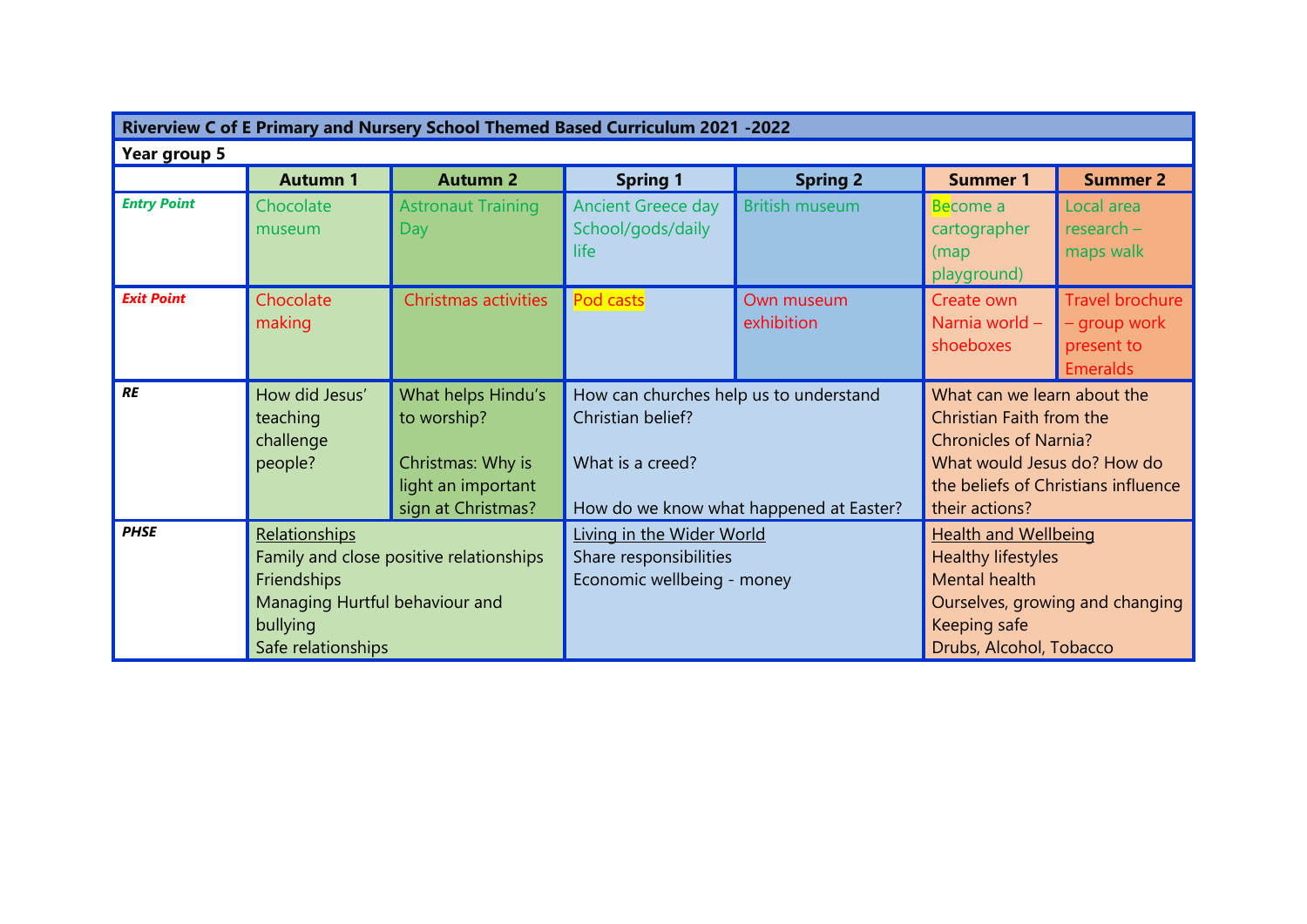| Riverview C of E Primary and Nursery School Themed Based Curriculum 2021 -2022 | | | | | | |
|---|---|---|---|---|---|---|
| **Year group 5** | | | | | | |
| | **Autumn 1** | **Autumn 2** | **Spring 1** | **Spring 2** | **Summer 1** | **Summer 2** |
| ***Entry Point*** | Chocolate museum | Astronaut Training Day | Ancient Greece day School/gods/daily life | British museum | Become a cartographer (map playground) | Local area research – maps walk |
| ***Exit Point*** | Chocolate making | Christmas activities | Pod casts | Own museum exhibition | Create own Narnia world – shoeboxes | Travel brochure – group work present to Emeralds |
| ***RE*** | How did Jesus' teaching challenge people? | What helps Hindu's to worship?<br><br>Christmas: Why is light an important sign at Christmas? | How can churches help us to understand Christian belief?<br><br>What is a creed?<br><br>How do we know what happened at Easter? | | What can we learn about the Christian Faith from the Chronicles of Narnia?<br>What would Jesus do? How do the beliefs of Christians influence their actions? | |
| ***PHSE*** | Relationships<br>Family and close positive relationships<br>Friendships<br>Managing Hurtful behaviour and bullying<br>Safe relationships | | Living in the Wider World<br>Share responsibilities<br>Economic wellbeing - money | | Health and Wellbeing<br>Healthy lifestyles<br>Mental health<br>Ourselves, growing and changing<br>Keeping safe<br>Drubs, Alcohol, Tobacco | |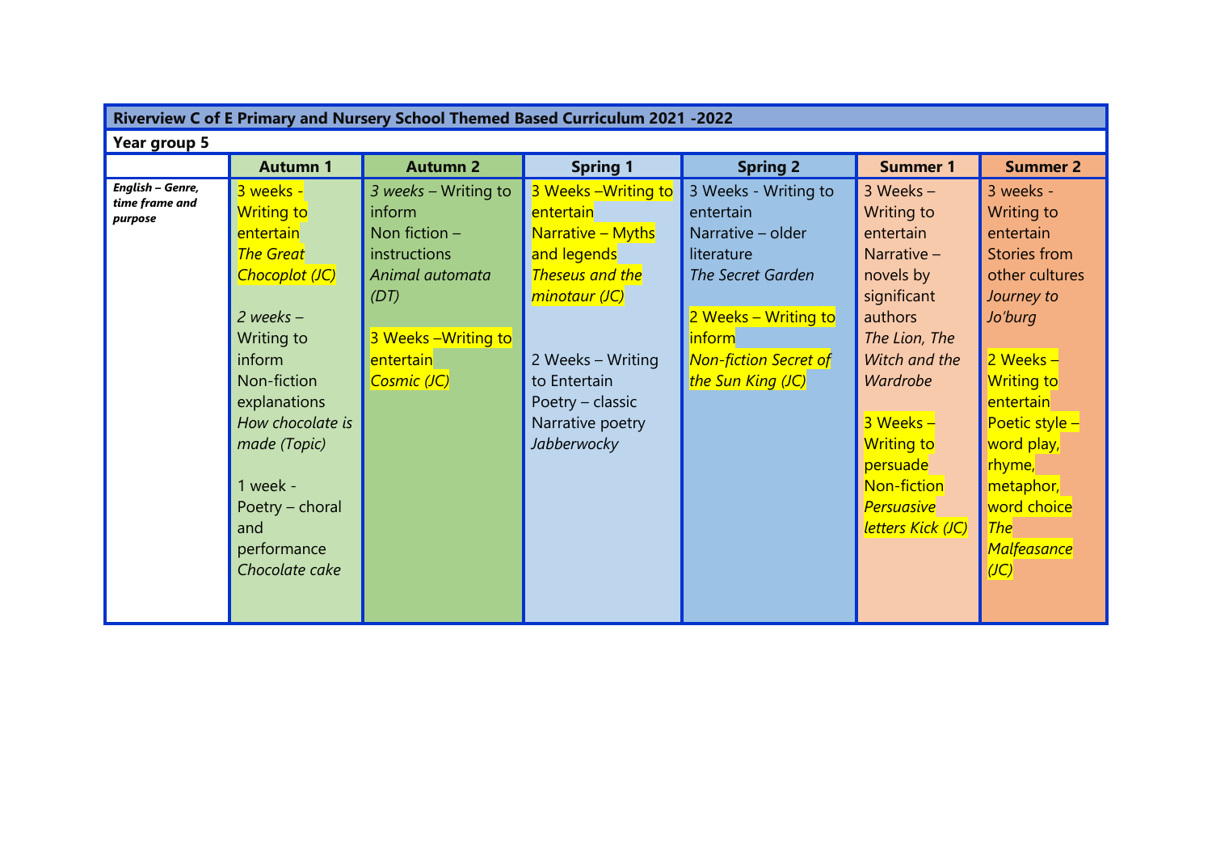| Riverview C of E Primary and Nursery School Themed Based Curriculum 2021 -2022 | | | | | | |
|---|---|---|---|---|---|---|
| **Year group 5** | | | | | | |
| | **Autumn 1** | **Autumn 2** | **Spring 1** | **Spring 2** | **Summer 1** | **Summer 2** |
| ***English – Genre, time frame and purpose*** | 3 weeks - Writing to entertain *The Great Chocoplot (JC)*<br><br>*2 weeks* – Writing to inform Non-fiction explanations *How chocolate is made (Topic)*<br><br>1 week - Poetry – choral and performance *Chocolate cake* | *3 weeks* – Writing to inform Non fiction – instructions *Animal automata (DT)*<br><br>3 Weeks –Writing to entertain *Cosmic (JC)* | 3 Weeks –Writing to entertain Narrative – Myths and legends *Theseus and the minotaur (JC)*<br><br>2 Weeks – Writing to Entertain Poetry – classic Narrative poetry *Jabberwocky* | 3 Weeks - Writing to entertain Narrative – older literature *The Secret Garden*<br><br>2 Weeks – Writing to inform *Non-fiction Secret of the Sun King (JC)* | 3 Weeks – Writing to entertain Narrative – novels by significant authors *The Lion, The Witch and the Wardrobe*<br><br>3 Weeks – Writing to persuade Non-fiction *Persuasive letters Kick (JC)* | 3 weeks - Writing to entertain Stories from other cultures *Journey to Jo'burg*<br><br>2 Weeks – Writing to entertain Poetic style – word play, rhyme, metaphor, word choice *The Malfeasance (JC)* |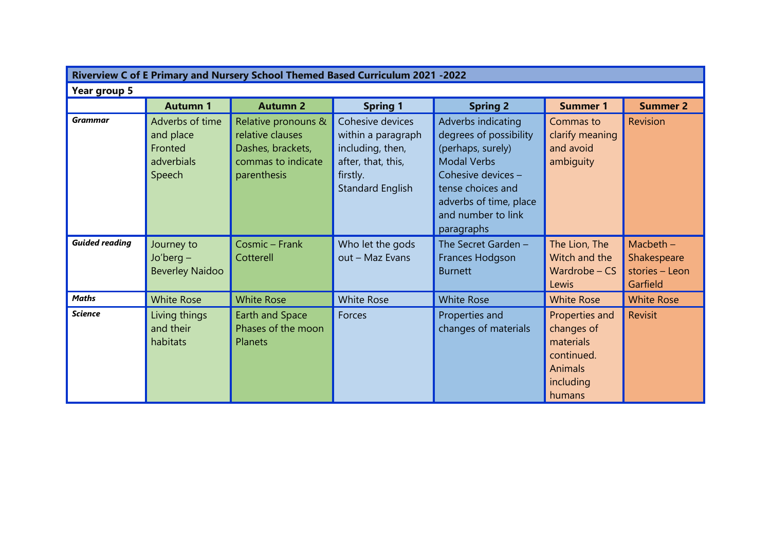| Riverview C of E Primary and Nursery School Themed Based Curriculum 2021 -2022 | | | | | | |
|---|---|---|---|---|---|---|
| **Year group 5** | | | | | | |
| | **Autumn 1** | **Autumn 2** | **Spring 1** | **Spring 2** | **Summer 1** | **Summer 2** |
| ***Grammar*** | Adverbs of time and place<br>Fronted adverbials<br>Speech | Relative pronouns & relative clauses<br>Dashes, brackets, commas to indicate parenthesis | Cohesive devices within a paragraph including, then, after, that, this, firstly.<br>Standard English | Adverbs indicating degrees of possibility (perhaps, surely)<br>Modal Verbs<br>Cohesive devices – tense choices and adverbs of time, place and number to link paragraphs | Commas to clarify meaning and avoid ambiguity | Revision |
| ***Guided reading*** | Journey to Jo'berg – Beverley Naidoo | Cosmic – Frank Cotterell | Who let the gods out – Maz Evans | The Secret Garden – Frances Hodgson Burnett | The Lion, The Witch and the Wardrobe – CS Lewis | Macbeth – Shakespeare stories – Leon Garfield |
| ***Maths*** | White Rose | White Rose | White Rose | White Rose | White Rose | White Rose |
| ***Science*** | Living things and their habitats | Earth and Space<br>Phases of the moon<br>Planets | Forces | Properties and changes of materials | Properties and changes of materials continued.<br>Animals including humans | Revisit |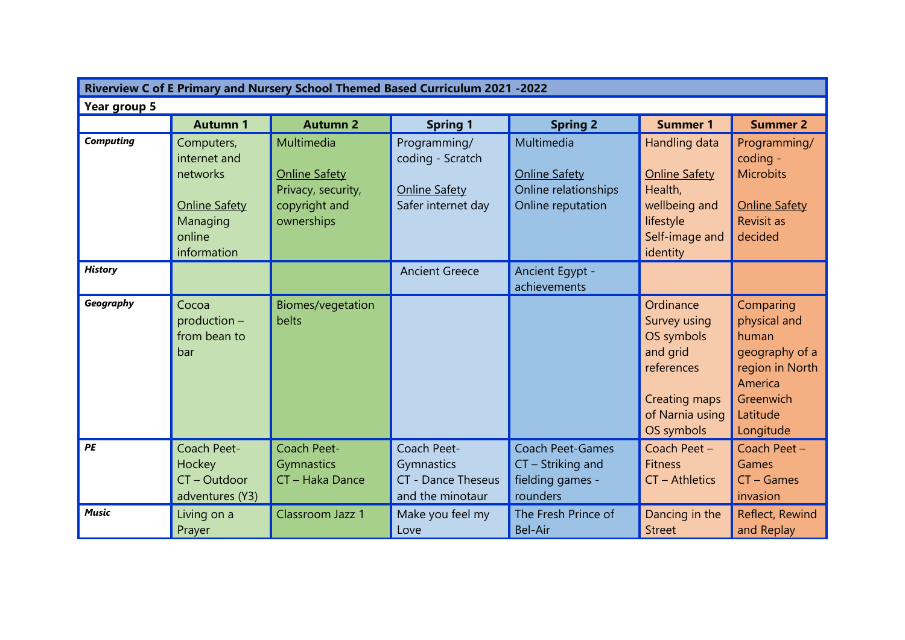| Riverview C of E Primary and Nursery School Themed Based Curriculum 2021 -2022 | | | | | | |
|---|---|---|---|---|---|---|
| **Year group 5** | | | | | | |
| | **Autumn 1** | **Autumn 2** | **Spring 1** | **Spring 2** | **Summer 1** | **Summer 2** |
| ***Computing*** | Computers, internet and networks<br><br>Online Safety<br>Managing online information | Multimedia<br><br>Online Safety<br>Privacy, security, copyright and ownerships | Programming/ coding - Scratch<br><br>Online Safety<br>Safer internet day | Multimedia<br><br>Online Safety<br>Online relationships<br>Online reputation | Handling data<br><br>Online Safety<br>Health, wellbeing and lifestyle<br>Self-image and identity | Programming/ coding - Microbits<br><br>Online Safety<br>Revisit as decided |
| ***History*** | | | Ancient Greece | Ancient Egypt - achievements | | |
| ***Geography*** | Cocoa production – from bean to bar | Biomes/vegetation belts | | | Ordinance Survey using OS symbols and grid references<br><br>Creating maps of Narnia using OS symbols | Comparing physical and human geography of a region in North America<br>Greenwich<br>Latitude<br>Longitude |
| ***PE*** | Coach Peet- Hockey<br>CT – Outdoor adventures (Y3) | Coach Peet- Gymnastics<br>CT – Haka Dance | Coach Peet- Gymnastics<br>CT - Dance Theseus and the minotaur | Coach Peet-Games<br>CT – Striking and fielding games - rounders | Coach Peet – Fitness<br>CT – Athletics | Coach Peet – Games<br>CT – Games invasion |
| ***Music*** | Living on a Prayer | Classroom Jazz 1 | Make you feel my Love | The Fresh Prince of Bel-Air | Dancing in the Street | Reflect, Rewind and Replay |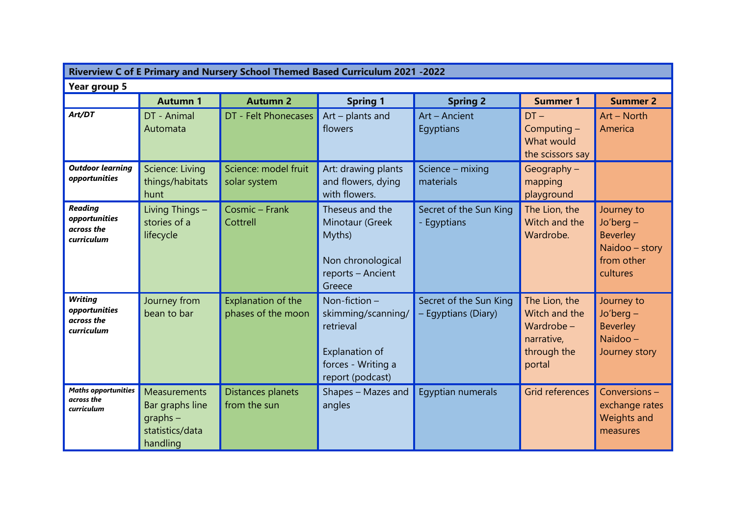| Riverview C of E Primary and Nursery School Themed Based Curriculum 2021 -2022 | | | | | | |
|---|---|---|---|---|---|---|
| **Year group 5** | | | | | | |
| | **Autumn 1** | **Autumn 2** | **Spring 1** | **Spring 2** | **Summer 1** | **Summer 2** |
| ***Art/DT*** | DT - Animal Automata | DT - Felt Phonecases | Art – plants and flowers | Art – Ancient Egyptians | DT – Computing – What would the scissors say | Art – North America |
| ***Outdoor learning opportunities*** | Science: Living things/habitats hunt | Science: model fruit solar system | Art: drawing plants and flowers, dying with flowers. | Science – mixing materials | Geography – mapping playground | |
| ***Reading opportunities across the curriculum*** | Living Things – stories of a lifecycle | Cosmic – Frank Cottrell | Theseus and the Minotaur (Greek Myths)<br><br>Non chronological reports – Ancient Greece | Secret of the Sun King - Egyptians | The Lion, the Witch and the Wardrobe. | Journey to Jo'berg – Beverley Naidoo – story from other cultures |
| ***Writing opportunities across the curriculum*** | Journey from bean to bar | Explanation of the phases of the moon | Non-fiction – skimming/scanning/ retrieval<br><br>Explanation of forces - Writing a report (podcast) | Secret of the Sun King – Egyptians (Diary) | The Lion, the Witch and the Wardrobe – narrative, through the portal | Journey to Jo'berg – Beverley Naidoo – Journey story |
| ***Maths opportunities across the curriculum*** | Measurements Bar graphs line graphs – statistics/data handling | Distances planets from the sun | Shapes – Mazes and angles | Egyptian numerals | Grid references | Conversions – exchange rates Weights and measures |